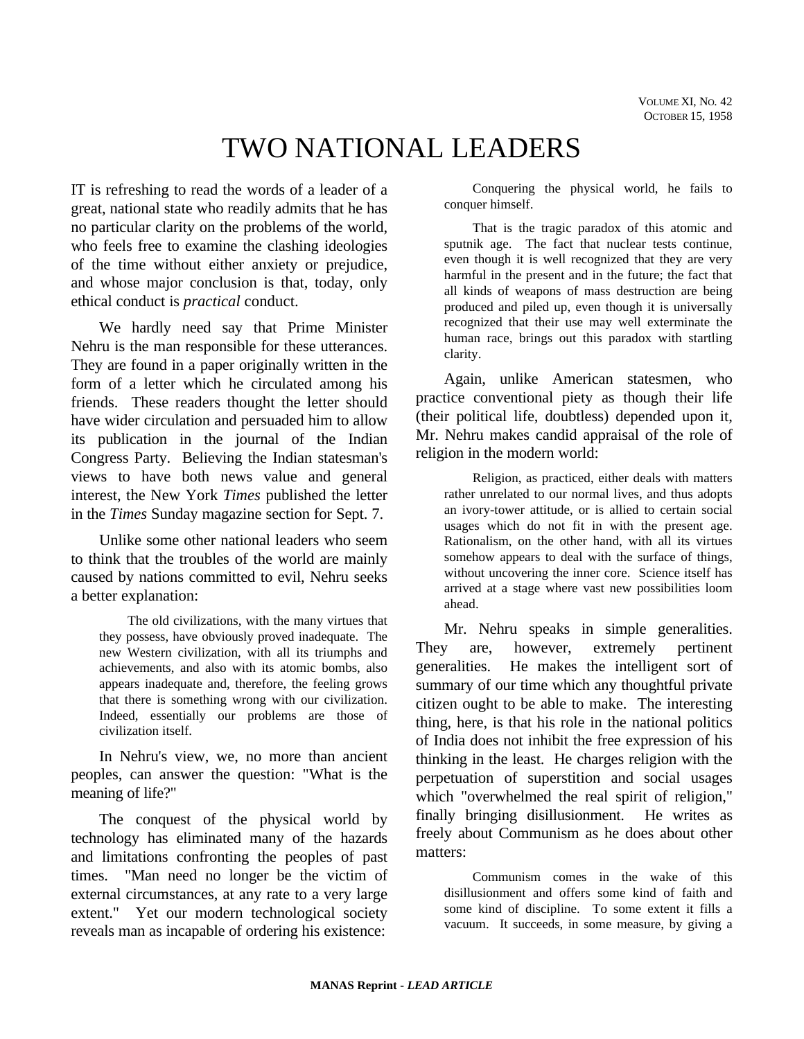# TWO NATIONAL LEADERS

IT is refreshing to read the words of a leader of a great, national state who readily admits that he has no particular clarity on the problems of the world, who feels free to examine the clashing ideologies of the time without either anxiety or prejudice, and whose major conclusion is that, today, only ethical conduct is *practical* conduct.

We hardly need say that Prime Minister Nehru is the man responsible for these utterances. They are found in a paper originally written in the form of a letter which he circulated among his friends. These readers thought the letter should have wider circulation and persuaded him to allow its publication in the journal of the Indian Congress Party. Believing the Indian statesman's views to have both news value and general interest, the New York *Times* published the letter in the *Times* Sunday magazine section for Sept. 7.

Unlike some other national leaders who seem to think that the troubles of the world are mainly caused by nations committed to evil, Nehru seeks a better explanation:

> The old civilizations, with the many virtues that they possess, have obviously proved inadequate. The new Western civilization, with all its triumphs and achievements, and also with its atomic bombs, also appears inadequate and, therefore, the feeling grows that there is something wrong with our civilization. Indeed, essentially our problems are those of civilization itself.

In Nehru's view, we, no more than ancient peoples, can answer the question: "What is the meaning of life?"

The conquest of the physical world by technology has eliminated many of the hazards and limitations confronting the peoples of past times. "Man need no longer be the victim of external circumstances, at any rate to a very large extent." Yet our modern technological society reveals man as incapable of ordering his existence:

> Conquering the physical world, he fails to conquer himself.
>
> That is the tragic paradox of this atomic and sputnik age. The fact that nuclear tests continue, even though it is well recognized that they are very harmful in the present and in the future; the fact that all kinds of weapons of mass destruction are being produced and piled up, even though it is universally recognized that their use may well exterminate the human race, brings out this paradox with startling clarity.

Again, unlike American statesmen, who practice conventional piety as though their life (their political life, doubtless) depended upon it, Mr. Nehru makes candid appraisal of the role of religion in the modern world:

> Religion, as practiced, either deals with matters rather unrelated to our normal lives, and thus adopts an ivory-tower attitude, or is allied to certain social usages which do not fit in with the present age. Rationalism, on the other hand, with all its virtues somehow appears to deal with the surface of things, without uncovering the inner core. Science itself has arrived at a stage where vast new possibilities loom ahead.

Mr. Nehru speaks in simple generalities. They are, however, extremely pertinent generalities. He makes the intelligent sort of summary of our time which any thoughtful private citizen ought to be able to make. The interesting thing, here, is that his role in the national politics of India does not inhibit the free expression of his thinking in the least. He charges religion with the perpetuation of superstition and social usages which "overwhelmed the real spirit of religion," finally bringing disillusionment. He writes as freely about Communism as he does about other matters:

> Communism comes in the wake of this disillusionment and offers some kind of faith and some kind of discipline. To some extent it fills a vacuum. It succeeds, in some measure, by giving a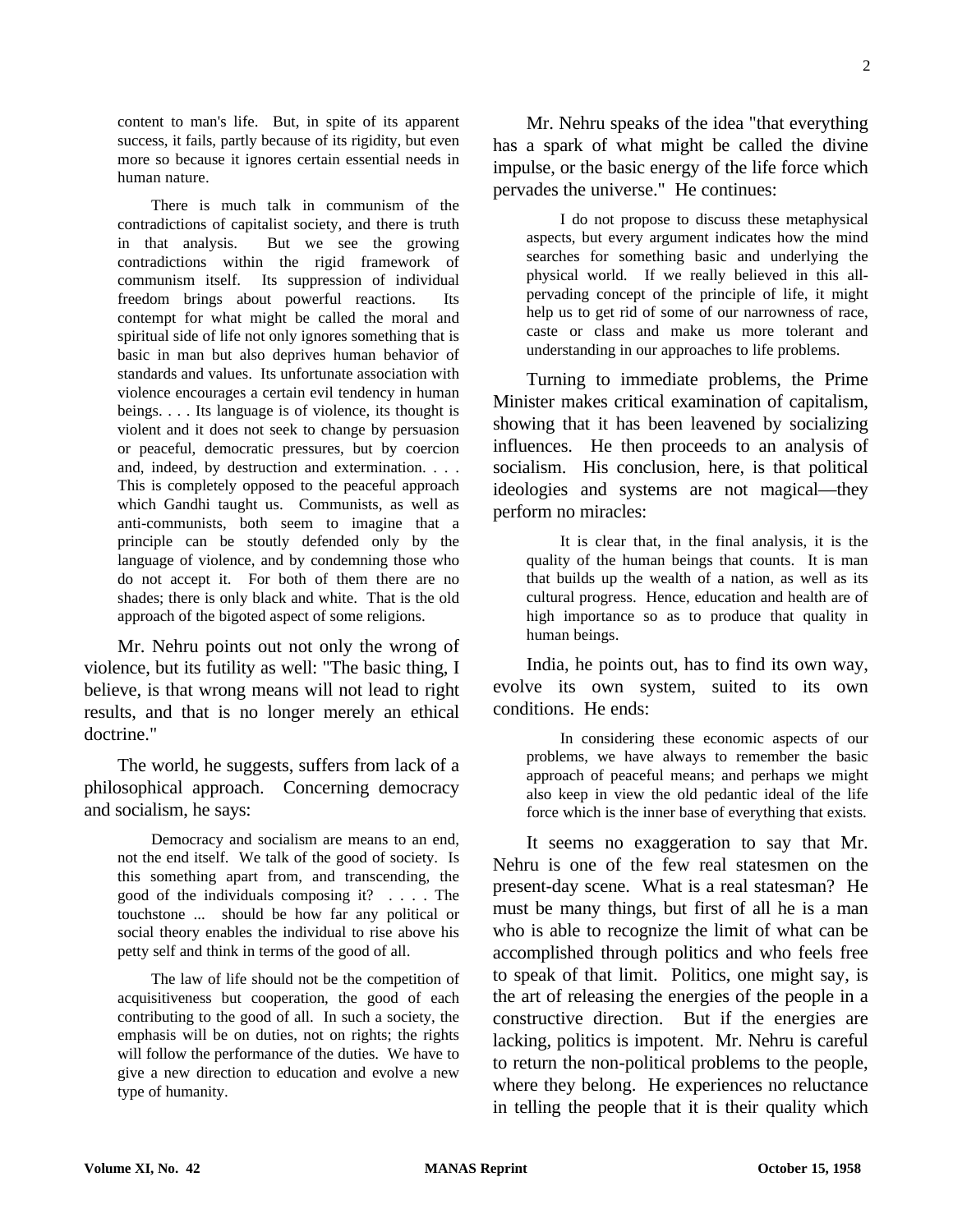content to man's life. But, in spite of its apparent success, it fails, partly because of its rigidity, but even more so because it ignores certain essential needs in human nature.

> There is much talk in communism of the contradictions of capitalist society, and there is truth in that analysis. But we see the growing contradictions within the rigid framework of communism itself. Its suppression of individual freedom brings about powerful reactions. Its contempt for what might be called the moral and spiritual side of life not only ignores something that is basic in man but also deprives human behavior of standards and values. Its unfortunate association with violence encourages a certain evil tendency in human beings. . . . Its language is of violence, its thought is violent and it does not seek to change by persuasion or peaceful, democratic pressures, but by coercion and, indeed, by destruction and extermination. . . . This is completely opposed to the peaceful approach which Gandhi taught us. Communists, as well as anti-communists, both seem to imagine that a principle can be stoutly defended only by the language of violence, and by condemning those who do not accept it. For both of them there are no shades; there is only black and white. That is the old approach of the bigoted aspect of some religions.

Mr. Nehru points out not only the wrong of violence, but its futility as well: "The basic thing, I believe, is that wrong means will not lead to right results, and that is no longer merely an ethical doctrine."

The world, he suggests, suffers from lack of a philosophical approach. Concerning democracy and socialism, he says:

> Democracy and socialism are means to an end, not the end itself. We talk of the good of society. Is this something apart from, and transcending, the good of the individuals composing it? . . . . The touchstone ... should be how far any political or social theory enables the individual to rise above his petty self and think in terms of the good of all.
>
> The law of life should not be the competition of acquisitiveness but cooperation, the good of each contributing to the good of all. In such a society, the emphasis will be on duties, not on rights; the rights will follow the performance of the duties. We have to give a new direction to education and evolve a new type of humanity.

Mr. Nehru speaks of the idea "that everything has a spark of what might be called the divine impulse, or the basic energy of the life force which pervades the universe." He continues:

> I do not propose to discuss these metaphysical aspects, but every argument indicates how the mind searches for something basic and underlying the physical world. If we really believed in this all-pervading concept of the principle of life, it might help us to get rid of some of our narrowness of race, caste or class and make us more tolerant and understanding in our approaches to life problems.

Turning to immediate problems, the Prime Minister makes critical examination of capitalism, showing that it has been leavened by socializing influences. He then proceeds to an analysis of socialism. His conclusion, here, is that political ideologies and systems are not magical—they perform no miracles:

> It is clear that, in the final analysis, it is the quality of the human beings that counts. It is man that builds up the wealth of a nation, as well as its cultural progress. Hence, education and health are of high importance so as to produce that quality in human beings.

India, he points out, has to find its own way, evolve its own system, suited to its own conditions. He ends:

> In considering these economic aspects of our problems, we have always to remember the basic approach of peaceful means; and perhaps we might also keep in view the old pedantic ideal of the life force which is the inner base of everything that exists.

It seems no exaggeration to say that Mr. Nehru is one of the few real statesmen on the present-day scene. What is a real statesman? He must be many things, but first of all he is a man who is able to recognize the limit of what can be accomplished through politics and who feels free to speak of that limit. Politics, one might say, is the art of releasing the energies of the people in a constructive direction. But if the energies are lacking, politics is impotent. Mr. Nehru is careful to return the non-political problems to the people, where they belong. He experiences no reluctance in telling the people that it is their quality which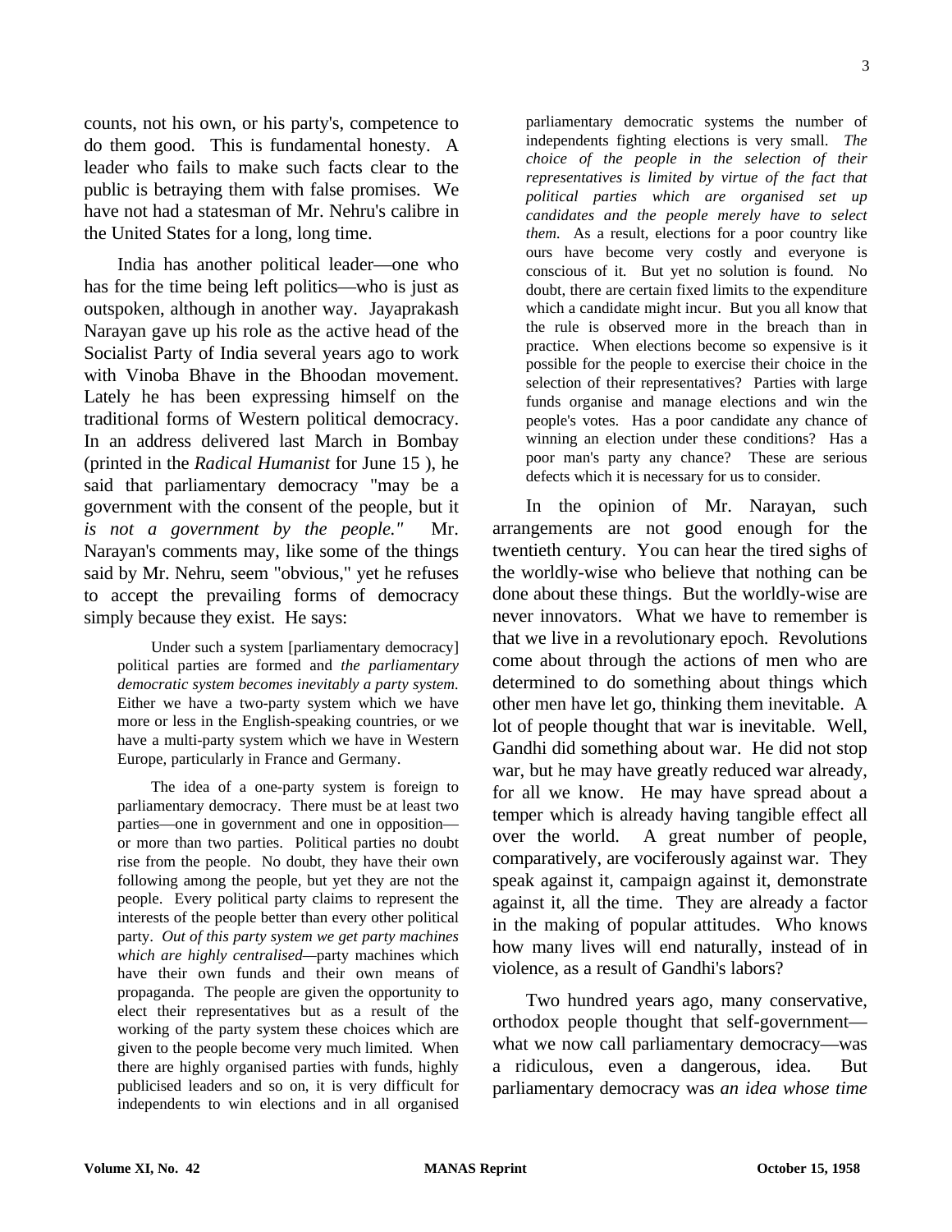counts, not his own, or his party's, competence to do them good. This is fundamental honesty. A leader who fails to make such facts clear to the public is betraying them with false promises. We have not had a statesman of Mr. Nehru's calibre in the United States for a long, long time.

India has another political leader—one who has for the time being left politics—who is just as outspoken, although in another way. Jayaprakash Narayan gave up his role as the active head of the Socialist Party of India several years ago to work with Vinoba Bhave in the Bhoodan movement. Lately he has been expressing himself on the traditional forms of Western political democracy. In an address delivered last March in Bombay (printed in the *Radical Humanist* for June 15 ), he said that parliamentary democracy "may be a government with the consent of the people, but it *is not a government by the people."* Mr. Narayan's comments may, like some of the things said by Mr. Nehru, seem "obvious," yet he refuses to accept the prevailing forms of democracy simply because they exist. He says:

> Under such a system [parliamentary democracy] political parties are formed and *the parliamentary democratic system becomes inevitably a party system.* Either we have a two-party system which we have more or less in the English-speaking countries, or we have a multi-party system which we have in Western Europe, particularly in France and Germany.
>
> The idea of a one-party system is foreign to parliamentary democracy. There must be at least two parties—one in government and one in opposition—or more than two parties. Political parties no doubt rise from the people. No doubt, they have their own following among the people, but yet they are not the people. Every political party claims to represent the interests of the people better than every other political party. *Out of this party system we get party machines which are highly centralised*—party machines which have their own funds and their own means of propaganda. The people are given the opportunity to elect their representatives but as a result of the working of the party system these choices which are given to the people become very much limited. When there are highly organised parties with funds, highly publicised leaders and so on, it is very difficult for independents to win elections and in all organised parliamentary democratic systems the number of independents fighting elections is very small. *The choice of the people in the selection of their representatives is limited by virtue of the fact that political parties which are organised set up candidates and the people merely have to select them.* As a result, elections for a poor country like ours have become very costly and everyone is conscious of it. But yet no solution is found. No doubt, there are certain fixed limits to the expenditure which a candidate might incur. But you all know that the rule is observed more in the breach than in practice. When elections become so expensive is it possible for the people to exercise their choice in the selection of their representatives? Parties with large funds organise and manage elections and win the people's votes. Has a poor candidate any chance of winning an election under these conditions? Has a poor man's party any chance? These are serious defects which it is necessary for us to consider.

In the opinion of Mr. Narayan, such arrangements are not good enough for the twentieth century. You can hear the tired sighs of the worldly-wise who believe that nothing can be done about these things. But the worldly-wise are never innovators. What we have to remember is that we live in a revolutionary epoch. Revolutions come about through the actions of men who are determined to do something about things which other men have let go, thinking them inevitable. A lot of people thought that war is inevitable. Well, Gandhi did something about war. He did not stop war, but he may have greatly reduced war already, for all we know. He may have spread about a temper which is already having tangible effect all over the world. A great number of people, comparatively, are vociferously against war. They speak against it, campaign against it, demonstrate against it, all the time. They are already a factor in the making of popular attitudes. Who knows how many lives will end naturally, instead of in violence, as a result of Gandhi's labors?

Two hundred years ago, many conservative, orthodox people thought that self-government—what we now call parliamentary democracy—was a ridiculous, even a dangerous, idea. But parliamentary democracy was *an idea whose time*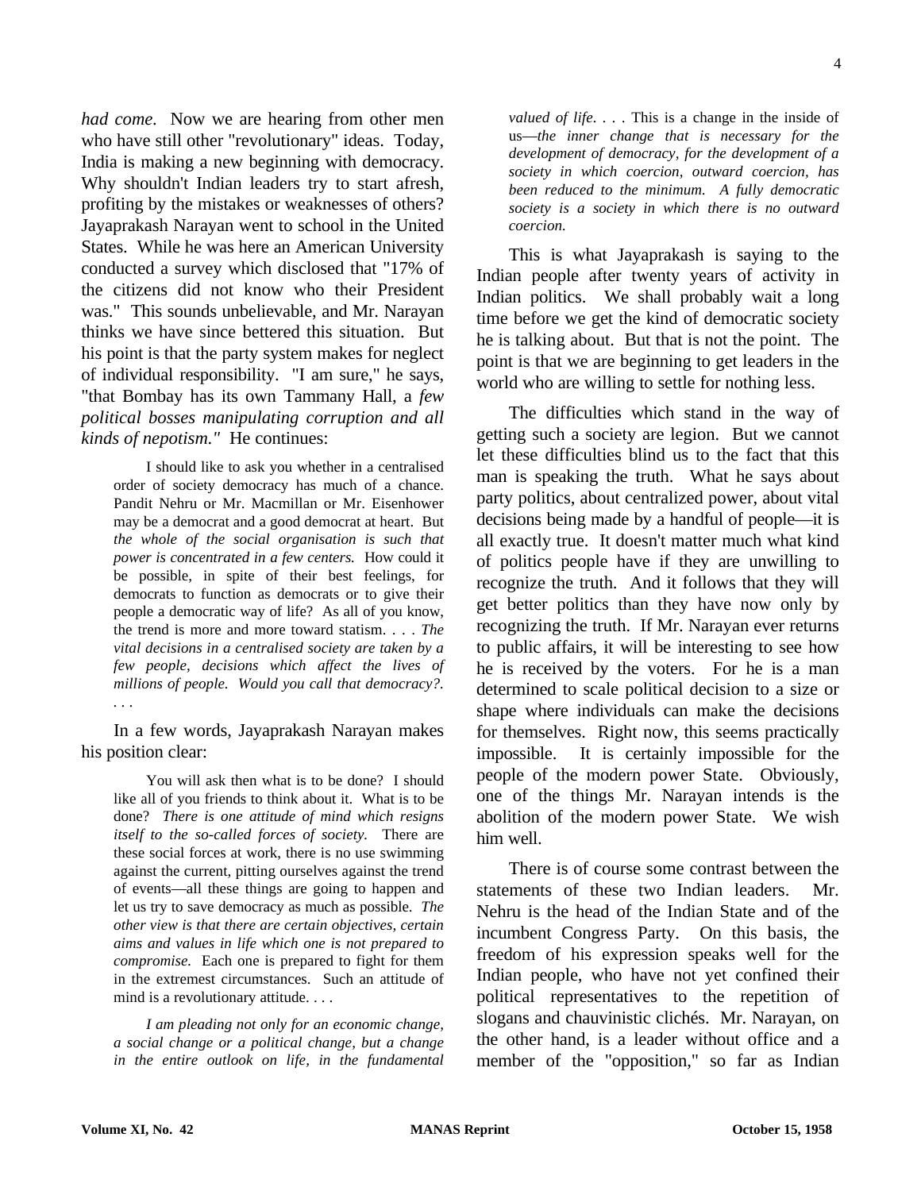*had come.* Now we are hearing from other men who have still other "revolutionary" ideas. Today, India is making a new beginning with democracy. Why shouldn't Indian leaders try to start afresh, profiting by the mistakes or weaknesses of others? Jayaprakash Narayan went to school in the United States. While he was here an American University conducted a survey which disclosed that "17% of the citizens did not know who their President was." This sounds unbelievable, and Mr. Narayan thinks we have since bettered this situation. But his point is that the party system makes for neglect of individual responsibility. "I am sure," he says, "that Bombay has its own Tammany Hall, a *few political bosses manipulating corruption and all kinds of nepotism."* He continues:

> I should like to ask you whether in a centralised order of society democracy has much of a chance. Pandit Nehru or Mr. Macmillan or Mr. Eisenhower may be a democrat and a good democrat at heart. But *the whole of the social organisation is such that power is concentrated in a few centers.* How could it be possible, in spite of their best feelings, for democrats to function as democrats or to give their people a democratic way of life? As all of you know, the trend is more and more toward statism. . . . *The vital decisions in a centralised society are taken by a few people, decisions which affect the lives of millions of people. Would you call that democracy?.* . . .

In a few words, Jayaprakash Narayan makes his position clear:

> You will ask then what is to be done? I should like all of you friends to think about it. What is to be done? *There is one attitude of mind which resigns itself to the so-called forces of society.* There are these social forces at work, there is no use swimming against the current, pitting ourselves against the trend of events—all these things are going to happen and let us try to save democracy as much as possible. *The other view is that there are certain objectives, certain aims and values in life which one is not prepared to compromise.* Each one is prepared to fight for them in the extremest circumstances. Such an attitude of mind is a revolutionary attitude. . . .
>
> *I am pleading not only for an economic change, a social change or a political change, but a change in the entire outlook on life, in the fundamental valued of life.* . . . This is a change in the inside of us—*the inner change that is necessary for the development of democracy, for the development of a society in which coercion, outward coercion, has been reduced to the minimum. A fully democratic society is a society in which there is no outward coercion.*

This is what Jayaprakash is saying to the Indian people after twenty years of activity in Indian politics. We shall probably wait a long time before we get the kind of democratic society he is talking about. But that is not the point. The point is that we are beginning to get leaders in the world who are willing to settle for nothing less.

The difficulties which stand in the way of getting such a society are legion. But we cannot let these difficulties blind us to the fact that this man is speaking the truth. What he says about party politics, about centralized power, about vital decisions being made by a handful of people—it is all exactly true. It doesn't matter much what kind of politics people have if they are unwilling to recognize the truth. And it follows that they will get better politics than they have now only by recognizing the truth. If Mr. Narayan ever returns to public affairs, it will be interesting to see how he is received by the voters. For he is a man determined to scale political decision to a size or shape where individuals can make the decisions for themselves. Right now, this seems practically impossible. It is certainly impossible for the people of the modern power State. Obviously, one of the things Mr. Narayan intends is the abolition of the modern power State. We wish him well.

There is of course some contrast between the statements of these two Indian leaders. Mr. Nehru is the head of the Indian State and of the incumbent Congress Party. On this basis, the freedom of his expression speaks well for the Indian people, who have not yet confined their political representatives to the repetition of slogans and chauvinistic clichés. Mr. Narayan, on the other hand, is a leader without office and a member of the "opposition," so far as Indian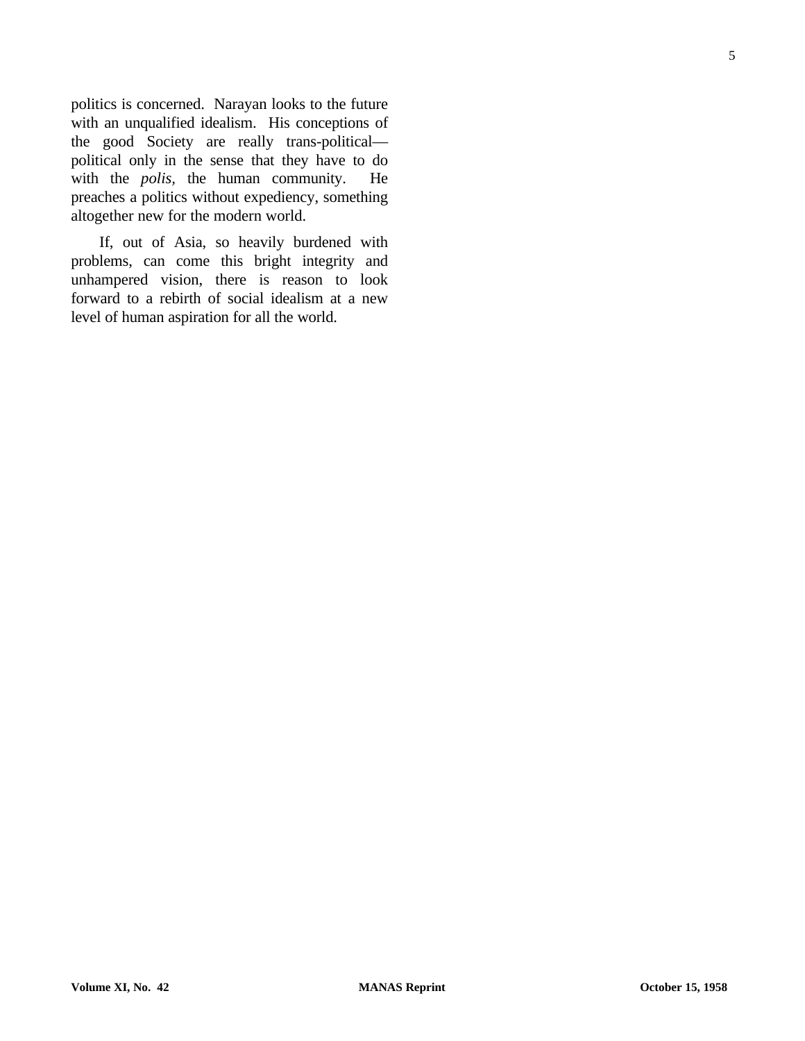politics is concerned. Narayan looks to the future with an unqualified idealism. His conceptions of the good Society are really trans-political—political only in the sense that they have to do with the *polis,* the human community. He preaches a politics without expediency, something altogether new for the modern world.

If, out of Asia, so heavily burdened with problems, can come this bright integrity and unhampered vision, there is reason to look forward to a rebirth of social idealism at a new level of human aspiration for all the world.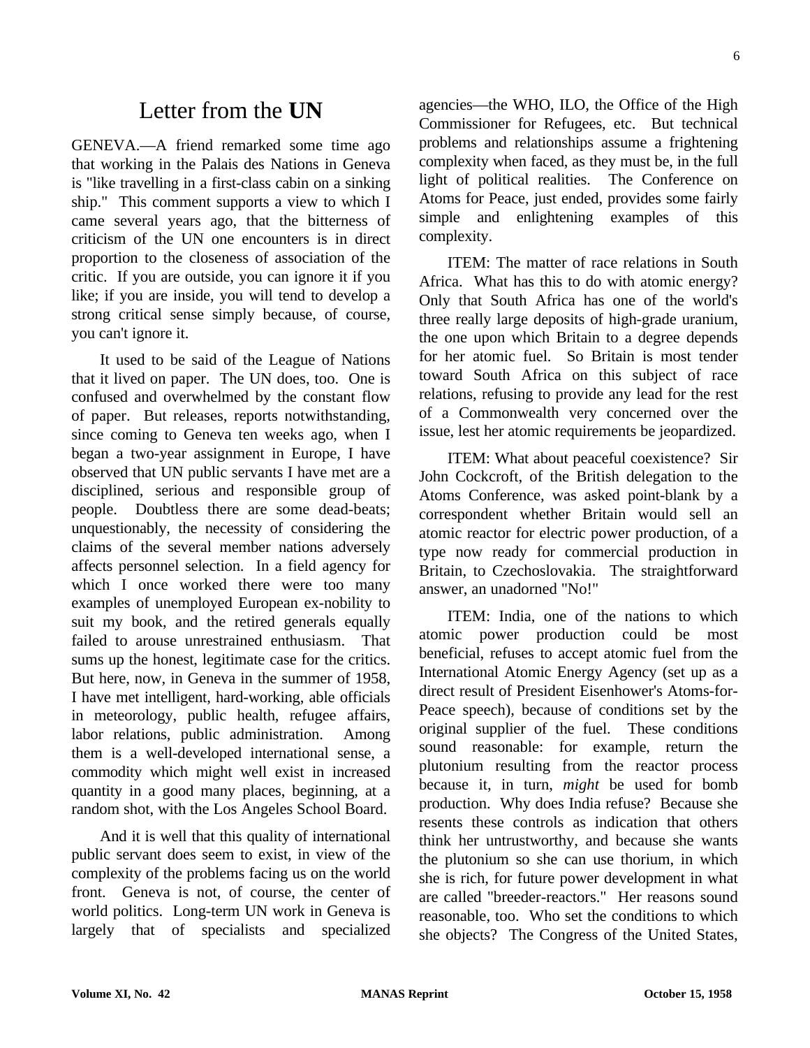# Letter from the UN

GENEVA.—A friend remarked some time ago that working in the Palais des Nations in Geneva is "like travelling in a first-class cabin on a sinking ship." This comment supports a view to which I came several years ago, that the bitterness of criticism of the UN one encounters is in direct proportion to the closeness of association of the critic. If you are outside, you can ignore it if you like; if you are inside, you will tend to develop a strong critical sense simply because, of course, you can't ignore it.

It used to be said of the League of Nations that it lived on paper. The UN does, too. One is confused and overwhelmed by the constant flow of paper. But releases, reports notwithstanding, since coming to Geneva ten weeks ago, when I began a two-year assignment in Europe, I have observed that UN public servants I have met are a disciplined, serious and responsible group of people. Doubtless there are some dead-beats; unquestionably, the necessity of considering the claims of the several member nations adversely affects personnel selection. In a field agency for which I once worked there were too many examples of unemployed European ex-nobility to suit my book, and the retired generals equally failed to arouse unrestrained enthusiasm. That sums up the honest, legitimate case for the critics. But here, now, in Geneva in the summer of 1958, I have met intelligent, hard-working, able officials in meteorology, public health, refugee affairs, labor relations, public administration. Among them is a well-developed international sense, a commodity which might well exist in increased quantity in a good many places, beginning, at a random shot, with the Los Angeles School Board.

And it is well that this quality of international public servant does seem to exist, in view of the complexity of the problems facing us on the world front. Geneva is not, of course, the center of world politics. Long-term UN work in Geneva is largely that of specialists and specialized agencies—the WHO, ILO, the Office of the High Commissioner for Refugees, etc. But technical problems and relationships assume a frightening complexity when faced, as they must be, in the full light of political realities. The Conference on Atoms for Peace, just ended, provides some fairly simple and enlightening examples of this complexity.

ITEM: The matter of race relations in South Africa. What has this to do with atomic energy? Only that South Africa has one of the world's three really large deposits of high-grade uranium, the one upon which Britain to a degree depends for her atomic fuel. So Britain is most tender toward South Africa on this subject of race relations, refusing to provide any lead for the rest of a Commonwealth very concerned over the issue, lest her atomic requirements be jeopardized.

ITEM: What about peaceful coexistence? Sir John Cockcroft, of the British delegation to the Atoms Conference, was asked point-blank by a correspondent whether Britain would sell an atomic reactor for electric power production, of a type now ready for commercial production in Britain, to Czechoslovakia. The straightforward answer, an unadorned "No!"

ITEM: India, one of the nations to which atomic power production could be most beneficial, refuses to accept atomic fuel from the International Atomic Energy Agency (set up as a direct result of President Eisenhower's Atoms-for-Peace speech), because of conditions set by the original supplier of the fuel. These conditions sound reasonable: for example, return the plutonium resulting from the reactor process because it, in turn, *might* be used for bomb production. Why does India refuse? Because she resents these controls as indication that others think her untrustworthy, and because she wants the plutonium so she can use thorium, in which she is rich, for future power development in what are called "breeder-reactors." Her reasons sound reasonable, too. Who set the conditions to which she objects? The Congress of the United States,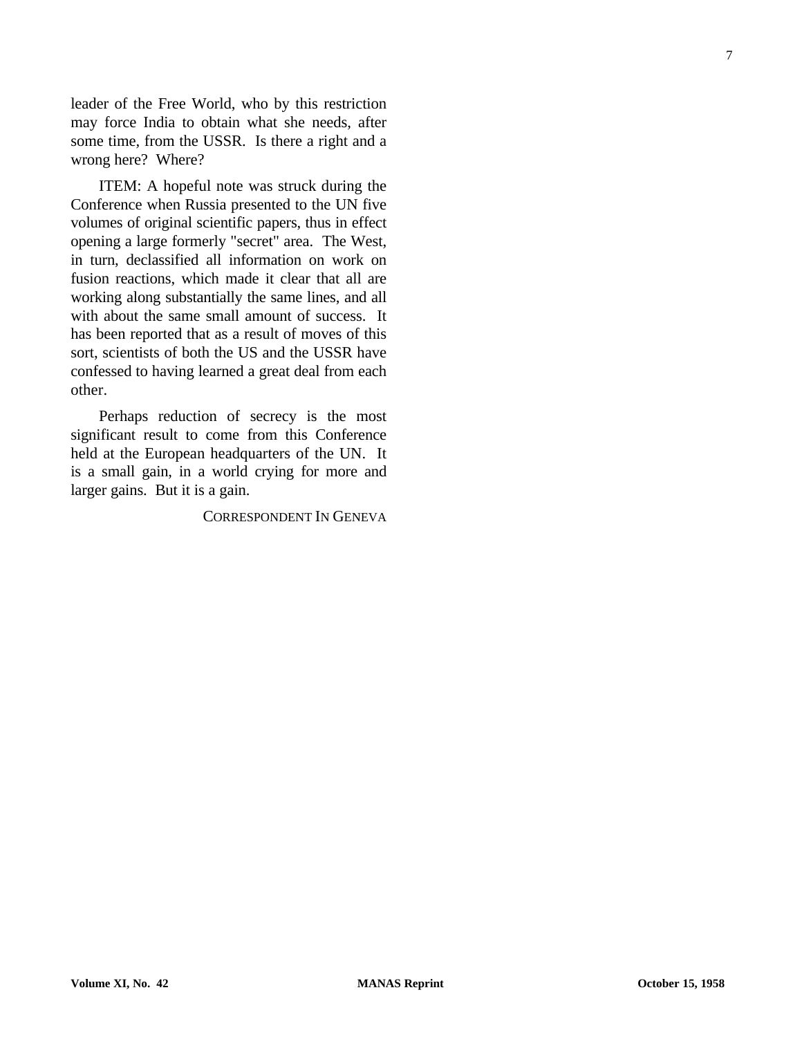leader of the Free World, who by this restriction may force India to obtain what she needs, after some time, from the USSR. Is there a right and a wrong here? Where?

ITEM: A hopeful note was struck during the Conference when Russia presented to the UN five volumes of original scientific papers, thus in effect opening a large formerly "secret" area. The West, in turn, declassified all information on work on fusion reactions, which made it clear that all are working along substantially the same lines, and all with about the same small amount of success. It has been reported that as a result of moves of this sort, scientists of both the US and the USSR have confessed to having learned a great deal from each other.

Perhaps reduction of secrecy is the most significant result to come from this Conference held at the European headquarters of the UN. It is a small gain, in a world crying for more and larger gains. But it is a gain.

CORRESPONDENT IN GENEVA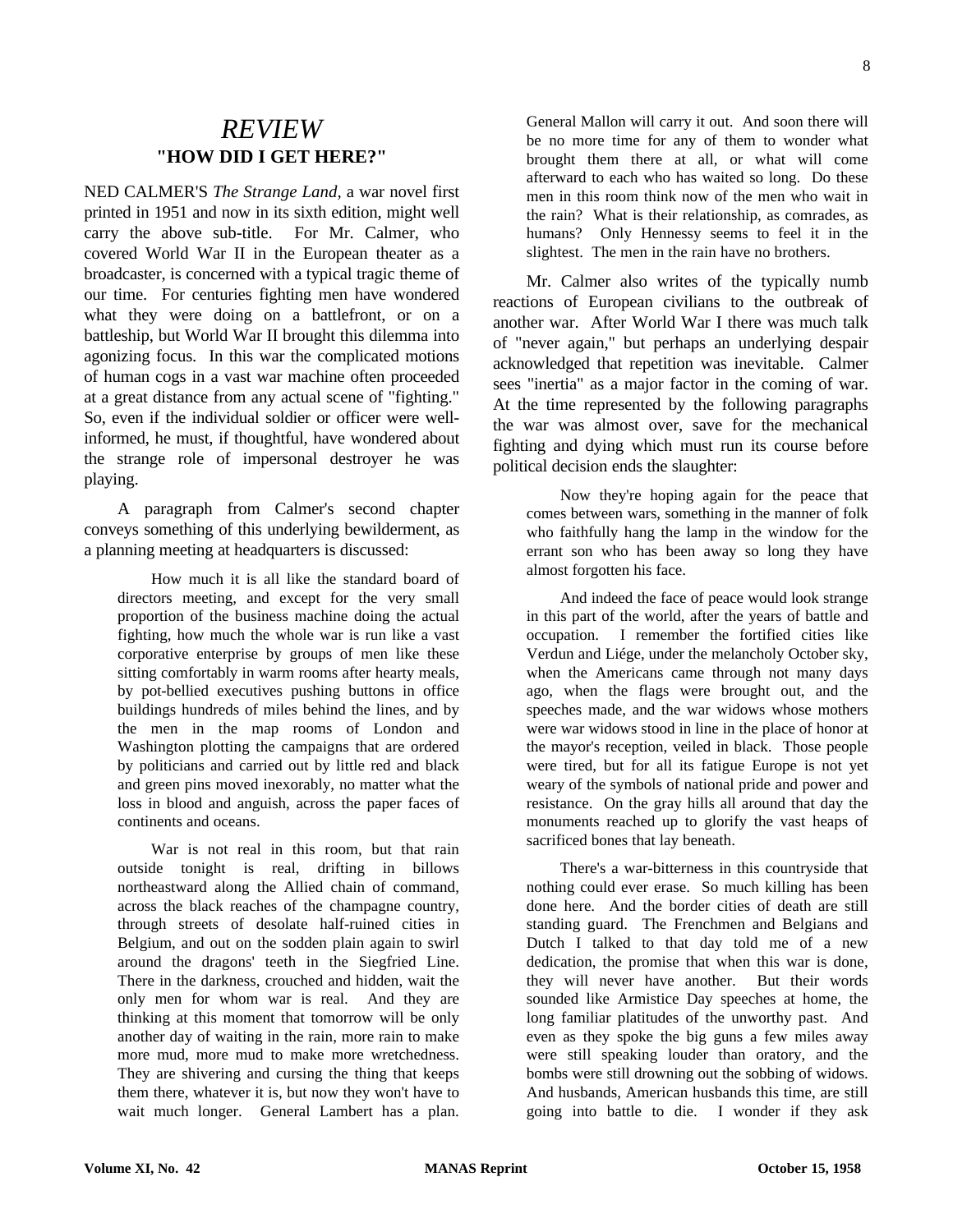# *REVIEW*

## "HOW DID I GET HERE?"

NED CALMER'S *The Strange Land*, a war novel first printed in 1951 and now in its sixth edition, might well carry the above sub-title. For Mr. Calmer, who covered World War II in the European theater as a broadcaster, is concerned with a typical tragic theme of our time. For centuries fighting men have wondered what they were doing on a battlefront, or on a battleship, but World War II brought this dilemma into agonizing focus. In this war the complicated motions of human cogs in a vast war machine often proceeded at a great distance from any actual scene of "fighting." So, even if the individual soldier or officer were well-informed, he must, if thoughtful, have wondered about the strange role of impersonal destroyer he was playing.

A paragraph from Calmer's second chapter conveys something of this underlying bewilderment, as a planning meeting at headquarters is discussed:

> How much it is all like the standard board of directors meeting, and except for the very small proportion of the business machine doing the actual fighting, how much the whole war is run like a vast corporative enterprise by groups of men like these sitting comfortably in warm rooms after hearty meals, by pot-bellied executives pushing buttons in office buildings hundreds of miles behind the lines, and by the men in the map rooms of London and Washington plotting the campaigns that are ordered by politicians and carried out by little red and black and green pins moved inexorably, no matter what the loss in blood and anguish, across the paper faces of continents and oceans.
>
> War is not real in this room, but that rain outside tonight is real, drifting in billows northeastward along the Allied chain of command, across the black reaches of the champagne country, through streets of desolate half-ruined cities in Belgium, and out on the sodden plain again to swirl around the dragons' teeth in the Siegfried Line. There in the darkness, crouched and hidden, wait the only men for whom war is real. And they are thinking at this moment that tomorrow will be only another day of waiting in the rain, more rain to make more mud, more mud to make more wretchedness. They are shivering and cursing the thing that keeps them there, whatever it is, but now they won't have to wait much longer. General Lambert has a plan. General Mallon will carry it out. And soon there will be no more time for any of them to wonder what brought them there at all, or what will come afterward to each who has waited so long. Do these men in this room think now of the men who wait in the rain? What is their relationship, as comrades, as humans? Only Hennessy seems to feel it in the slightest. The men in the rain have no brothers.

Mr. Calmer also writes of the typically numb reactions of European civilians to the outbreak of another war. After World War I there was much talk of "never again," but perhaps an underlying despair acknowledged that repetition was inevitable. Calmer sees "inertia" as a major factor in the coming of war. At the time represented by the following paragraphs the war was almost over, save for the mechanical fighting and dying which must run its course before political decision ends the slaughter:

> Now they're hoping again for the peace that comes between wars, something in the manner of folk who faithfully hang the lamp in the window for the errant son who has been away so long they have almost forgotten his face.
>
> And indeed the face of peace would look strange in this part of the world, after the years of battle and occupation. I remember the fortified cities like Verdun and Liége, under the melancholy October sky, when the Americans came through not many days ago, when the flags were brought out, and the speeches made, and the war widows whose mothers were war widows stood in line in the place of honor at the mayor's reception, veiled in black. Those people were tired, but for all its fatigue Europe is not yet weary of the symbols of national pride and power and resistance. On the gray hills all around that day the monuments reached up to glorify the vast heaps of sacrificed bones that lay beneath.
>
> There's a war-bitterness in this countryside that nothing could ever erase. So much killing has been done here. And the border cities of death are still standing guard. The Frenchmen and Belgians and Dutch I talked to that day told me of a new dedication, the promise that when this war is done, they will never have another. But their words sounded like Armistice Day speeches at home, the long familiar platitudes of the unworthy past. And even as they spoke the big guns a few miles away were still speaking louder than oratory, and the bombs were still drowning out the sobbing of widows. And husbands, American husbands this time, are still going into battle to die. I wonder if they ask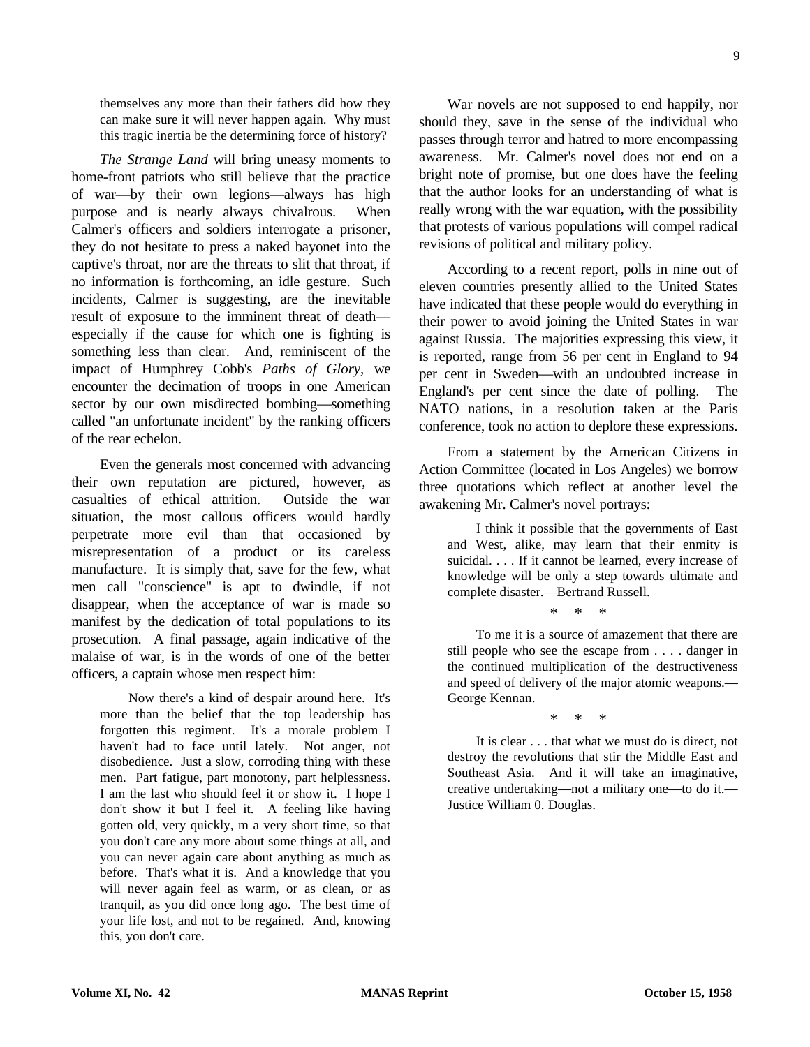themselves any more than their fathers did how they can make sure it will never happen again. Why must this tragic inertia be the determining force of history?

*The Strange Land* will bring uneasy moments to home-front patriots who still believe that the practice of war—by their own legions—always has high purpose and is nearly always chivalrous. When Calmer's officers and soldiers interrogate a prisoner, they do not hesitate to press a naked bayonet into the captive's throat, nor are the threats to slit that throat, if no information is forthcoming, an idle gesture. Such incidents, Calmer is suggesting, are the inevitable result of exposure to the imminent threat of death—especially if the cause for which one is fighting is something less than clear. And, reminiscent of the impact of Humphrey Cobb's *Paths of Glory,* we encounter the decimation of troops in one American sector by our own misdirected bombing—something called "an unfortunate incident" by the ranking officers of the rear echelon.

Even the generals most concerned with advancing their own reputation are pictured, however, as casualties of ethical attrition. Outside the war situation, the most callous officers would hardly perpetrate more evil than that occasioned by misrepresentation of a product or its careless manufacture. It is simply that, save for the few, what men call "conscience" is apt to dwindle, if not disappear, when the acceptance of war is made so manifest by the dedication of total populations to its prosecution. A final passage, again indicative of the malaise of war, is in the words of one of the better officers, a captain whose men respect him:

> Now there's a kind of despair around here. It's more than the belief that the top leadership has forgotten this regiment. It's a morale problem I haven't had to face until lately. Not anger, not disobedience. Just a slow, corroding thing with these men. Part fatigue, part monotony, part helplessness. I am the last who should feel it or show it. I hope I don't show it but I feel it. A feeling like having gotten old, very quickly, m a very short time, so that you don't care any more about some things at all, and you can never again care about anything as much as before. That's what it is. And a knowledge that you will never again feel as warm, or as clean, or as tranquil, as you did once long ago. The best time of your life lost, and not to be regained. And, knowing this, you don't care.

War novels are not supposed to end happily, nor should they, save in the sense of the individual who passes through terror and hatred to more encompassing awareness. Mr. Calmer's novel does not end on a bright note of promise, but one does have the feeling that the author looks for an understanding of what is really wrong with the war equation, with the possibility that protests of various populations will compel radical revisions of political and military policy.

According to a recent report, polls in nine out of eleven countries presently allied to the United States have indicated that these people would do everything in their power to avoid joining the United States in war against Russia. The majorities expressing this view, it is reported, range from 56 per cent in England to 94 per cent in Sweden—with an undoubted increase in England's per cent since the date of polling. The NATO nations, in a resolution taken at the Paris conference, took no action to deplore these expressions.

From a statement by the American Citizens in Action Committee (located in Los Angeles) we borrow three quotations which reflect at another level the awakening Mr. Calmer's novel portrays:

> I think it possible that the governments of East and West, alike, may learn that their enmity is suicidal. . . . If it cannot be learned, every increase of knowledge will be only a step towards ultimate and complete disaster.—Bertrand Russell.

\* \* \*

> To me it is a source of amazement that there are still people who see the escape from . . . . danger in the continued multiplication of the destructiveness and speed of delivery of the major atomic weapons.—George Kennan.

\* \* \*

> It is clear . . . that what we must do is direct, not destroy the revolutions that stir the Middle East and Southeast Asia. And it will take an imaginative, creative undertaking—not a military one—to do it.—Justice William 0. Douglas.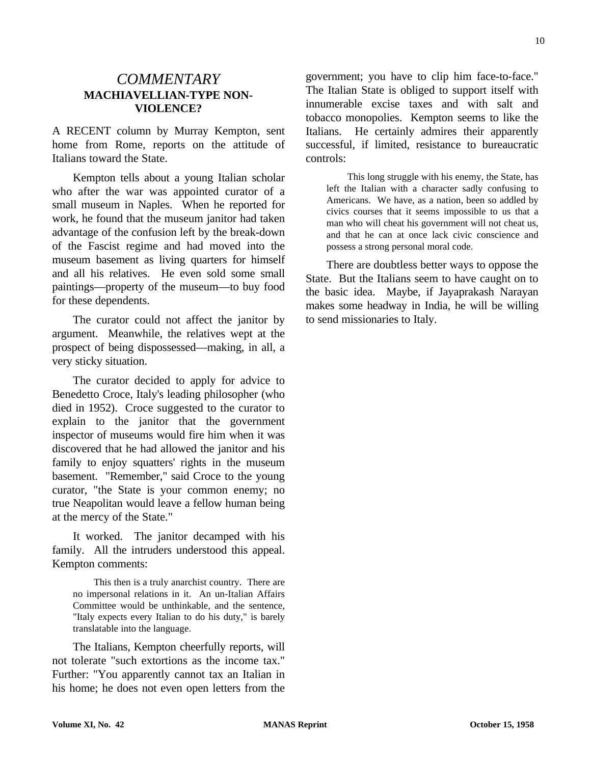## *COMMENTARY*
### MACHIAVELLIAN-TYPE NON-VIOLENCE?

A RECENT column by Murray Kempton, sent home from Rome, reports on the attitude of Italians toward the State.

Kempton tells about a young Italian scholar who after the war was appointed curator of a small museum in Naples. When he reported for work, he found that the museum janitor had taken advantage of the confusion left by the break-down of the Fascist regime and had moved into the museum basement as living quarters for himself and all his relatives. He even sold some small paintings—property of the museum—to buy food for these dependents.

The curator could not affect the janitor by argument. Meanwhile, the relatives wept at the prospect of being dispossessed—making, in all, a very sticky situation.

The curator decided to apply for advice to Benedetto Croce, Italy's leading philosopher (who died in 1952). Croce suggested to the curator to explain to the janitor that the government inspector of museums would fire him when it was discovered that he had allowed the janitor and his family to enjoy squatters' rights in the museum basement. "Remember," said Croce to the young curator, "the State is your common enemy; no true Neapolitan would leave a fellow human being at the mercy of the State."

It worked. The janitor decamped with his family. All the intruders understood this appeal. Kempton comments:

> This then is a truly anarchist country. There are no impersonal relations in it. An un-Italian Affairs Committee would be unthinkable, and the sentence, "Italy expects every Italian to do his duty," is barely translatable into the language.

The Italians, Kempton cheerfully reports, will not tolerate "such extortions as the income tax." Further: "You apparently cannot tax an Italian in his home; he does not even open letters from the government; you have to clip him face-to-face." The Italian State is obliged to support itself with innumerable excise taxes and with salt and tobacco monopolies. Kempton seems to like the Italians. He certainly admires their apparently successful, if limited, resistance to bureaucratic controls:

> This long struggle with his enemy, the State, has left the Italian with a character sadly confusing to Americans. We have, as a nation, been so addled by civics courses that it seems impossible to us that a man who will cheat his government will not cheat us, and that he can at once lack civic conscience and possess a strong personal moral code.

There are doubtless better ways to oppose the State. But the Italians seem to have caught on to the basic idea. Maybe, if Jayaprakash Narayan makes some headway in India, he will be willing to send missionaries to Italy.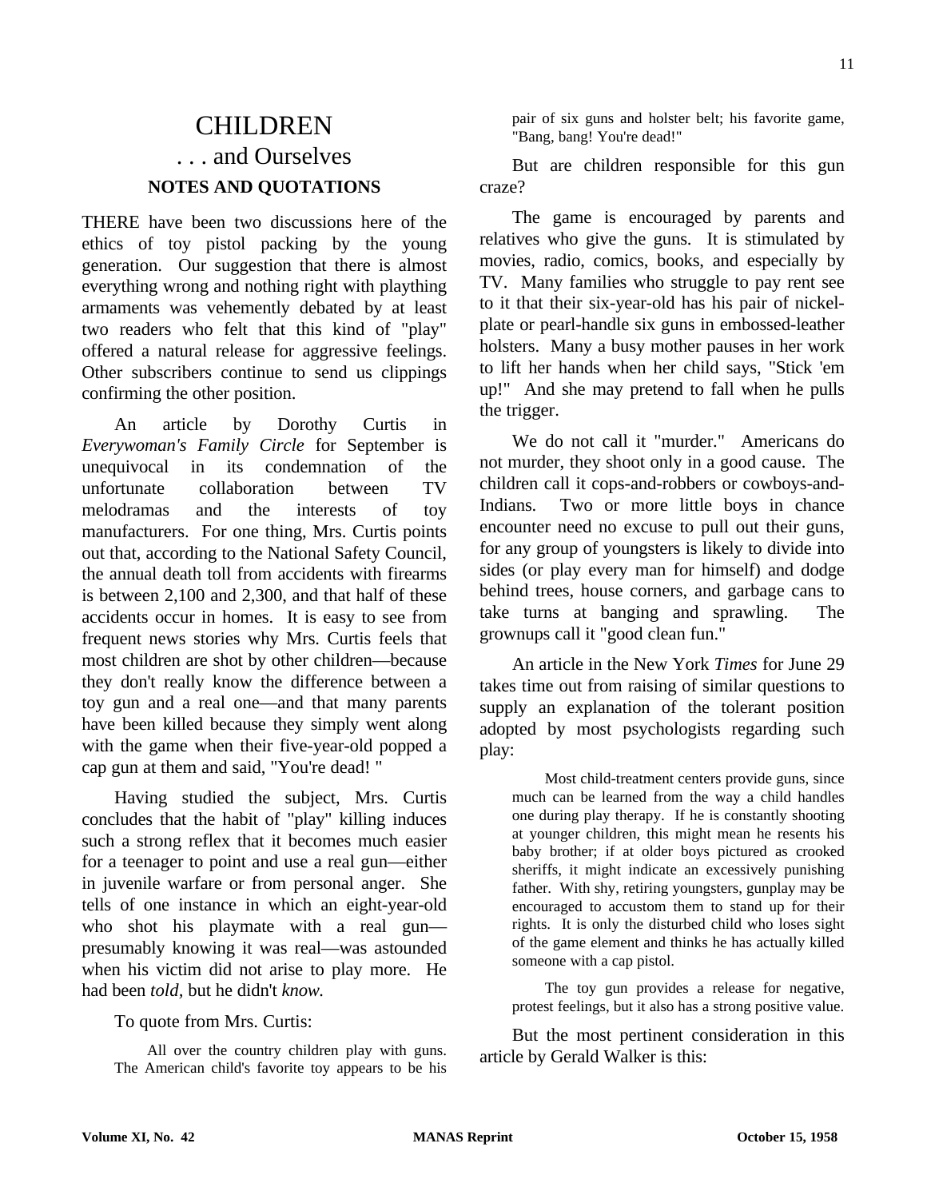# CHILDREN

## . . . and Ourselves

### NOTES AND QUOTATIONS

THERE have been two discussions here of the ethics of toy pistol packing by the young generation. Our suggestion that there is almost everything wrong and nothing right with plaything armaments was vehemently debated by at least two readers who felt that this kind of "play" offered a natural release for aggressive feelings. Other subscribers continue to send us clippings confirming the other position.

An article by Dorothy Curtis in *Everywoman's Family Circle* for September is unequivocal in its condemnation of the unfortunate collaboration between TV melodramas and the interests of toy manufacturers. For one thing, Mrs. Curtis points out that, according to the National Safety Council, the annual death toll from accidents with firearms is between 2,100 and 2,300, and that half of these accidents occur in homes. It is easy to see from frequent news stories why Mrs. Curtis feels that most children are shot by other children—because they don't really know the difference between a toy gun and a real one—and that many parents have been killed because they simply went along with the game when their five-year-old popped a cap gun at them and said, "You're dead! "

Having studied the subject, Mrs. Curtis concludes that the habit of "play" killing induces such a strong reflex that it becomes much easier for a teenager to point and use a real gun—either in juvenile warfare or from personal anger. She tells of one instance in which an eight-year-old who shot his playmate with a real gun—presumably knowing it was real—was astounded when his victim did not arise to play more. He had been *told*, but he didn't *know.*

To quote from Mrs. Curtis:

> All over the country children play with guns. The American child's favorite toy appears to be his pair of six guns and holster belt; his favorite game, "Bang, bang! You're dead!"

But are children responsible for this gun craze?

The game is encouraged by parents and relatives who give the guns. It is stimulated by movies, radio, comics, books, and especially by TV. Many families who struggle to pay rent see to it that their six-year-old has his pair of nickel-plate or pearl-handle six guns in embossed-leather holsters. Many a busy mother pauses in her work to lift her hands when her child says, "Stick 'em up!" And she may pretend to fall when he pulls the trigger.

We do not call it "murder." Americans do not murder, they shoot only in a good cause. The children call it cops-and-robbers or cowboys-and-Indians. Two or more little boys in chance encounter need no excuse to pull out their guns, for any group of youngsters is likely to divide into sides (or play every man for himself) and dodge behind trees, house corners, and garbage cans to take turns at banging and sprawling. The grownups call it "good clean fun."

An article in the New York *Times* for June 29 takes time out from raising of similar questions to supply an explanation of the tolerant position adopted by most psychologists regarding such play:

> Most child-treatment centers provide guns, since much can be learned from the way a child handles one during play therapy. If he is constantly shooting at younger children, this might mean he resents his baby brother; if at older boys pictured as crooked sheriffs, it might indicate an excessively punishing father. With shy, retiring youngsters, gunplay may be encouraged to accustom them to stand up for their rights. It is only the disturbed child who loses sight of the game element and thinks he has actually killed someone with a cap pistol.
>
> The toy gun provides a release for negative, protest feelings, but it also has a strong positive value.

But the most pertinent consideration in this article by Gerald Walker is this: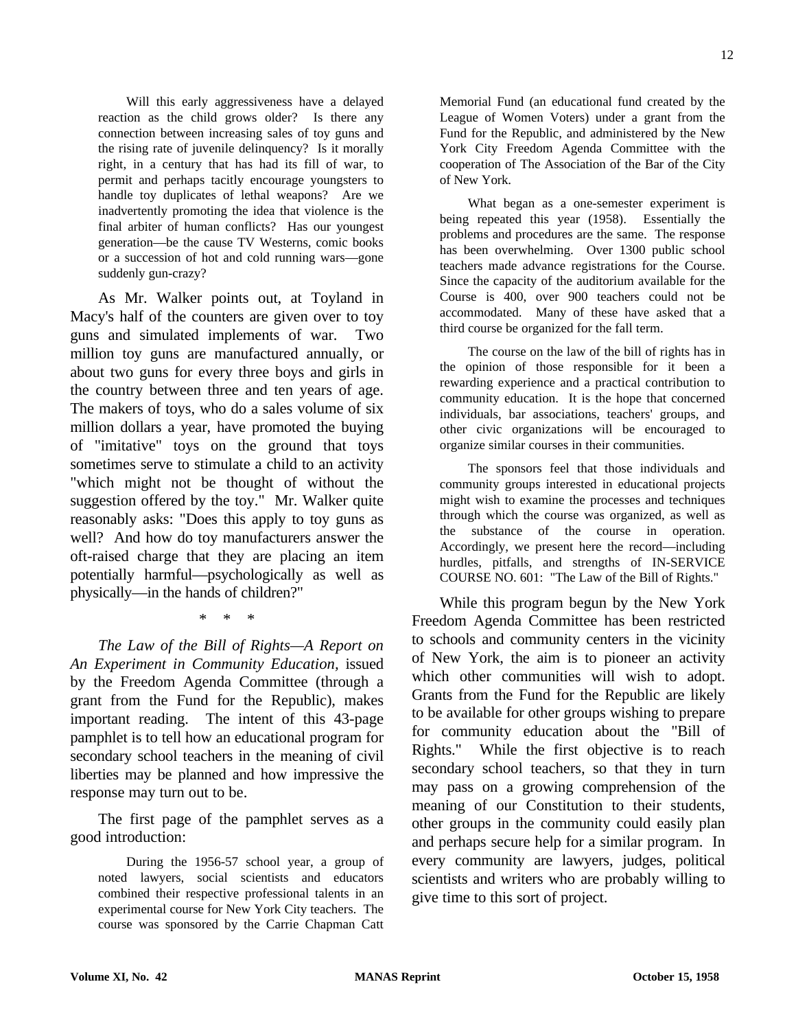> Will this early aggressiveness have a delayed reaction as the child grows older? Is there any connection between increasing sales of toy guns and the rising rate of juvenile delinquency? Is it morally right, in a century that has had its fill of war, to permit and perhaps tacitly encourage youngsters to handle toy duplicates of lethal weapons? Are we inadvertently promoting the idea that violence is the final arbiter of human conflicts? Has our youngest generation—be the cause TV Westerns, comic books or a succession of hot and cold running wars—gone suddenly gun-crazy?

As Mr. Walker points out, at Toyland in Macy's half of the counters are given over to toy guns and simulated implements of war. Two million toy guns are manufactured annually, or about two guns for every three boys and girls in the country between three and ten years of age. The makers of toys, who do a sales volume of six million dollars a year, have promoted the buying of "imitative" toys on the ground that toys sometimes serve to stimulate a child to an activity "which might not be thought of without the suggestion offered by the toy." Mr. Walker quite reasonably asks: "Does this apply to toy guns as well? And how do toy manufacturers answer the oft-raised charge that they are placing an item potentially harmful—psychologically as well as physically—in the hands of children?"

\* \* \*

*The Law of the Bill of Rights—A Report on An Experiment in Community Education*, issued by the Freedom Agenda Committee (through a grant from the Fund for the Republic), makes important reading. The intent of this 43-page pamphlet is to tell how an educational program for secondary school teachers in the meaning of civil liberties may be planned and how impressive the response may turn out to be.

The first page of the pamphlet serves as a good introduction:

> During the 1956-57 school year, a group of noted lawyers, social scientists and educators combined their respective professional talents in an experimental course for New York City teachers. The course was sponsored by the Carrie Chapman Catt Memorial Fund (an educational fund created by the League of Women Voters) under a grant from the Fund for the Republic, and administered by the New York City Freedom Agenda Committee with the cooperation of The Association of the Bar of the City of New York.
>
> What began as a one-semester experiment is being repeated this year (1958). Essentially the problems and procedures are the same. The response has been overwhelming. Over 1300 public school teachers made advance registrations for the Course. Since the capacity of the auditorium available for the Course is 400, over 900 teachers could not be accommodated. Many of these have asked that a third course be organized for the fall term.
>
> The course on the law of the bill of rights has in the opinion of those responsible for it been a rewarding experience and a practical contribution to community education. It is the hope that concerned individuals, bar associations, teachers' groups, and other civic organizations will be encouraged to organize similar courses in their communities.
>
> The sponsors feel that those individuals and community groups interested in educational projects might wish to examine the processes and techniques through which the course was organized, as well as the substance of the course in operation. Accordingly, we present here the record—including hurdles, pitfalls, and strengths of IN-SERVICE COURSE NO. 601: "The Law of the Bill of Rights."

While this program begun by the New York Freedom Agenda Committee has been restricted to schools and community centers in the vicinity of New York, the aim is to pioneer an activity which other communities will wish to adopt. Grants from the Fund for the Republic are likely to be available for other groups wishing to prepare for community education about the "Bill of Rights." While the first objective is to reach secondary school teachers, so that they in turn may pass on a growing comprehension of the meaning of our Constitution to their students, other groups in the community could easily plan and perhaps secure help for a similar program. In every community are lawyers, judges, political scientists and writers who are probably willing to give time to this sort of project.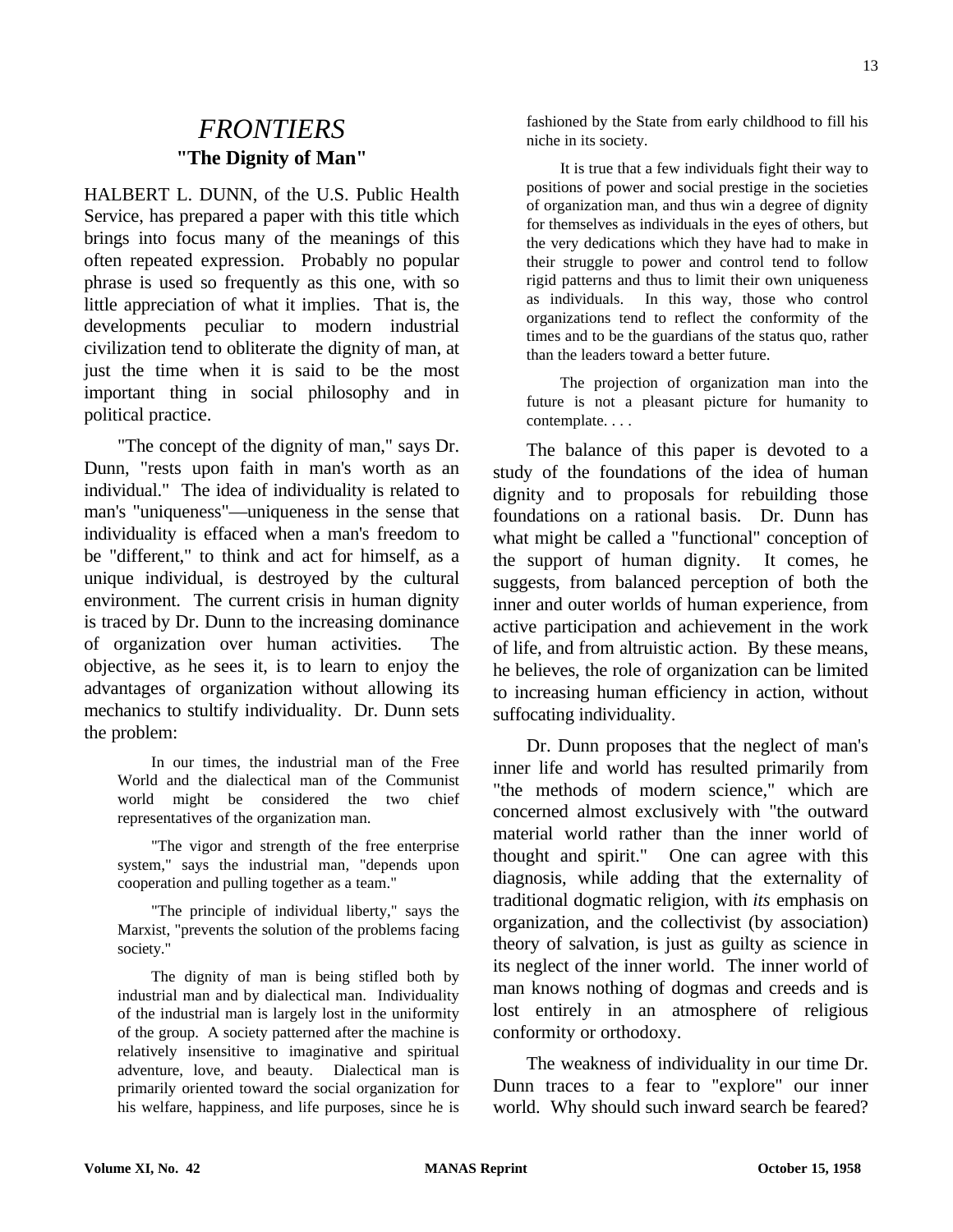# *FRONTIERS*

## "The Dignity of Man"

HALBERT L. DUNN, of the U.S. Public Health Service, has prepared a paper with this title which brings into focus many of the meanings of this often repeated expression. Probably no popular phrase is used so frequently as this one, with so little appreciation of what it implies. That is, the developments peculiar to modern industrial civilization tend to obliterate the dignity of man, at just the time when it is said to be the most important thing in social philosophy and in political practice.

"The concept of the dignity of man," says Dr. Dunn, "rests upon faith in man's worth as an individual." The idea of individuality is related to man's "uniqueness"—uniqueness in the sense that individuality is effaced when a man's freedom to be "different," to think and act for himself, as a unique individual, is destroyed by the cultural environment. The current crisis in human dignity is traced by Dr. Dunn to the increasing dominance of organization over human activities. The objective, as he sees it, is to learn to enjoy the advantages of organization without allowing its mechanics to stultify individuality. Dr. Dunn sets the problem:

> In our times, the industrial man of the Free World and the dialectical man of the Communist world might be considered the two chief representatives of the organization man.
>
> "The vigor and strength of the free enterprise system," says the industrial man, "depends upon cooperation and pulling together as a team."
>
> "The principle of individual liberty," says the Marxist, "prevents the solution of the problems facing society."
>
> The dignity of man is being stifled both by industrial man and by dialectical man. Individuality of the industrial man is largely lost in the uniformity of the group. A society patterned after the machine is relatively insensitive to imaginative and spiritual adventure, love, and beauty. Dialectical man is primarily oriented toward the social organization for his welfare, happiness, and life purposes, since he is fashioned by the State from early childhood to fill his niche in its society.
>
> It is true that a few individuals fight their way to positions of power and social prestige in the societies of organization man, and thus win a degree of dignity for themselves as individuals in the eyes of others, but the very dedications which they have had to make in their struggle to power and control tend to follow rigid patterns and thus to limit their own uniqueness as individuals. In this way, those who control organizations tend to reflect the conformity of the times and to be the guardians of the status quo, rather than the leaders toward a better future.
>
> The projection of organization man into the future is not a pleasant picture for humanity to contemplate. . . .

The balance of this paper is devoted to a study of the foundations of the idea of human dignity and to proposals for rebuilding those foundations on a rational basis. Dr. Dunn has what might be called a "functional" conception of the support of human dignity. It comes, he suggests, from balanced perception of both the inner and outer worlds of human experience, from active participation and achievement in the work of life, and from altruistic action. By these means, he believes, the role of organization can be limited to increasing human efficiency in action, without suffocating individuality.

Dr. Dunn proposes that the neglect of man's inner life and world has resulted primarily from "the methods of modern science," which are concerned almost exclusively with "the outward material world rather than the inner world of thought and spirit." One can agree with this diagnosis, while adding that the externality of traditional dogmatic religion, with *its* emphasis on organization, and the collectivist (by association) theory of salvation, is just as guilty as science in its neglect of the inner world. The inner world of man knows nothing of dogmas and creeds and is lost entirely in an atmosphere of religious conformity or orthodoxy.

The weakness of individuality in our time Dr. Dunn traces to a fear to "explore" our inner world. Why should such inward search be feared?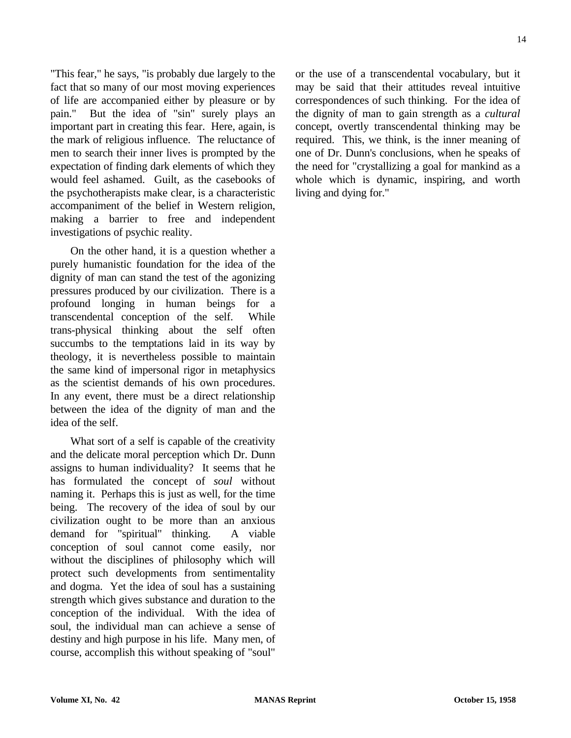"This fear," he says, "is probably due largely to the fact that so many of our most moving experiences of life are accompanied either by pleasure or by pain." But the idea of "sin" surely plays an important part in creating this fear. Here, again, is the mark of religious influence. The reluctance of men to search their inner lives is prompted by the expectation of finding dark elements of which they would feel ashamed. Guilt, as the casebooks of the psychotherapists make clear, is a characteristic accompaniment of the belief in Western religion, making a barrier to free and independent investigations of psychic reality.

On the other hand, it is a question whether a purely humanistic foundation for the idea of the dignity of man can stand the test of the agonizing pressures produced by our civilization. There is a profound longing in human beings for a transcendental conception of the self. While trans-physical thinking about the self often succumbs to the temptations laid in its way by theology, it is nevertheless possible to maintain the same kind of impersonal rigor in metaphysics as the scientist demands of his own procedures. In any event, there must be a direct relationship between the idea of the dignity of man and the idea of the self.

What sort of a self is capable of the creativity and the delicate moral perception which Dr. Dunn assigns to human individuality? It seems that he has formulated the concept of *soul* without naming it. Perhaps this is just as well, for the time being. The recovery of the idea of soul by our civilization ought to be more than an anxious demand for "spiritual" thinking. A viable conception of soul cannot come easily, nor without the disciplines of philosophy which will protect such developments from sentimentality and dogma. Yet the idea of soul has a sustaining strength which gives substance and duration to the conception of the individual. With the idea of soul, the individual man can achieve a sense of destiny and high purpose in his life. Many men, of course, accomplish this without speaking of "soul" or the use of a transcendental vocabulary, but it may be said that their attitudes reveal intuitive correspondences of such thinking. For the idea of the dignity of man to gain strength as a *cultural* concept, overtly transcendental thinking may be required. This, we think, is the inner meaning of one of Dr. Dunn's conclusions, when he speaks of the need for "crystallizing a goal for mankind as a whole which is dynamic, inspiring, and worth living and dying for."